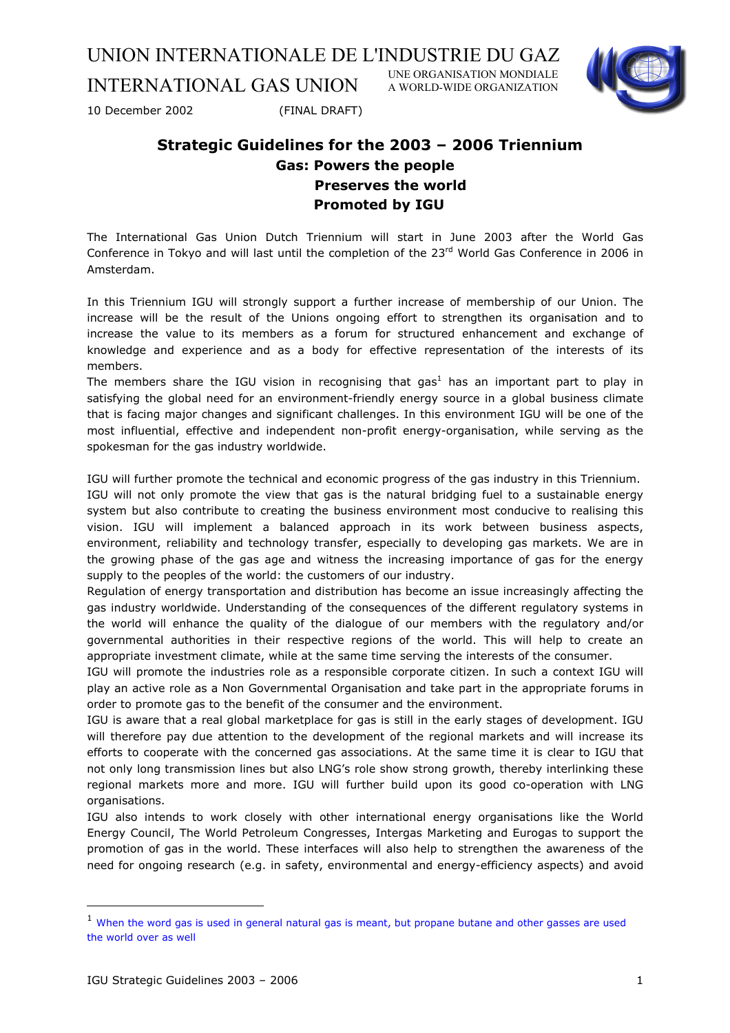UNION INTERNATIONALE DE L'INDUSTRIE DU GAZ

INTERNATIONAL GAS UNION

UNE ORGANISATION MONDIALE
A WORLD-WIDE ORGANIZATION

10 December 2002 (FINAL DRAFT)

# Strategic Guidelines for the 2003 – 2006 Triennium

## Gas: Powers the people Preserves the world Promoted by IGU

The International Gas Union Dutch Triennium will start in June 2003 after the World Gas Conference in Tokyo and will last until the completion of the 23rd World Gas Conference in 2006 in Amsterdam.

In this Triennium IGU will strongly support a further increase of membership of our Union. The increase will be the result of the Unions ongoing effort to strengthen its organisation and to increase the value to its members as a forum for structured enhancement and exchange of knowledge and experience and as a body for effective representation of the interests of its members.

The members share the IGU vision in recognising that gas[1] has an important part to play in satisfying the global need for an environment-friendly energy source in a global business climate that is facing major changes and significant challenges. In this environment IGU will be one of the most influential, effective and independent non-profit energy-organisation, while serving as the spokesman for the gas industry worldwide.

IGU will further promote the technical and economic progress of the gas industry in this Triennium. IGU will not only promote the view that gas is the natural bridging fuel to a sustainable energy system but also contribute to creating the business environment most conducive to realising this vision. IGU will implement a balanced approach in its work between business aspects, environment, reliability and technology transfer, especially to developing gas markets. We are in the growing phase of the gas age and witness the increasing importance of gas for the energy supply to the peoples of the world: the customers of our industry.

Regulation of energy transportation and distribution has become an issue increasingly affecting the gas industry worldwide. Understanding of the consequences of the different regulatory systems in the world will enhance the quality of the dialogue of our members with the regulatory and/or governmental authorities in their respective regions of the world. This will help to create an appropriate investment climate, while at the same time serving the interests of the consumer.

IGU will promote the industries role as a responsible corporate citizen. In such a context IGU will play an active role as a Non Governmental Organisation and take part in the appropriate forums in order to promote gas to the benefit of the consumer and the environment.

IGU is aware that a real global marketplace for gas is still in the early stages of development. IGU will therefore pay due attention to the development of the regional markets and will increase its efforts to cooperate with the concerned gas associations. At the same time it is clear to IGU that not only long transmission lines but also LNG's role show strong growth, thereby interlinking these regional markets more and more. IGU will further build upon its good co-operation with LNG organisations.

IGU also intends to work closely with other international energy organisations like the World Energy Council, The World Petroleum Congresses, Intergas Marketing and Eurogas to support the promotion of gas in the world. These interfaces will also help to strengthen the awareness of the need for ongoing research (e.g. in safety, environmental and energy-efficiency aspects) and avoid

[1] When the word gas is used in general natural gas is meant, but propane butane and other gasses are used the world over as well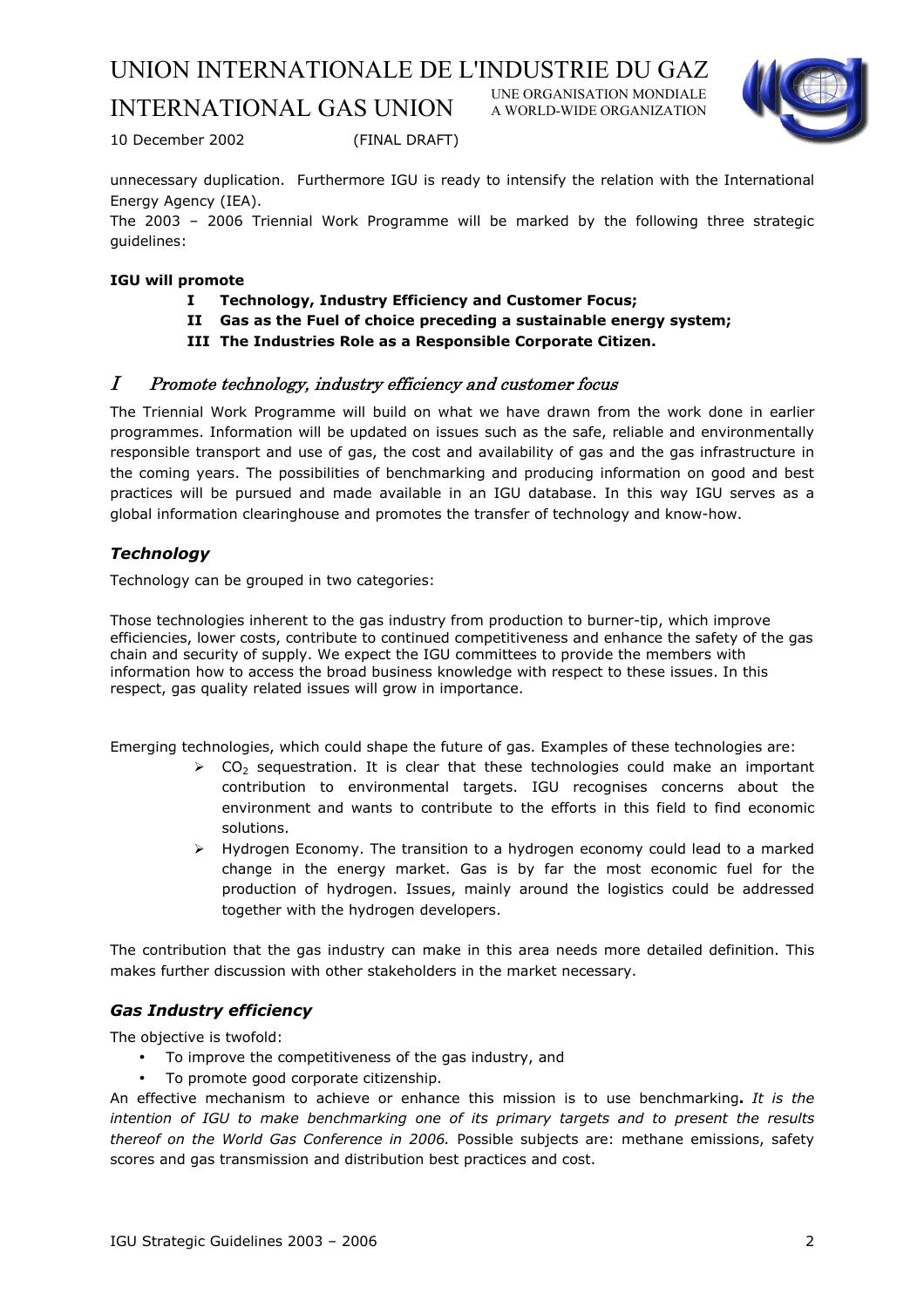unnecessary duplication. Furthermore IGU is ready to intensify the relation with the International Energy Agency (IEA).

The 2003 – 2006 Triennial Work Programme will be marked by the following three strategic guidelines:

**IGU will promote**

- **I Technology, Industry Efficiency and Customer Focus;**
- **II Gas as the Fuel of choice preceding a sustainable energy system;**
- **III The Industries Role as a Responsible Corporate Citizen.**

## *I Promote technology, industry efficiency and customer focus*

The Triennial Work Programme will build on what we have drawn from the work done in earlier programmes. Information will be updated on issues such as the safe, reliable and environmentally responsible transport and use of gas, the cost and availability of gas and the gas infrastructure in the coming years. The possibilities of benchmarking and producing information on good and best practices will be pursued and made available in an IGU database. In this way IGU serves as a global information clearinghouse and promotes the transfer of technology and know-how.

### *Technology*

Technology can be grouped in two categories:

Those technologies inherent to the gas industry from production to burner-tip, which improve efficiencies, lower costs, contribute to continued competitiveness and enhance the safety of the gas chain and security of supply. We expect the IGU committees to provide the members with information how to access the broad business knowledge with respect to these issues. In this respect, gas quality related issues will grow in importance.

Emerging technologies, which could shape the future of gas. Examples of these technologies are:

- $CO_2$ sequestration. It is clear that these technologies could make an important contribution to environmental targets. IGU recognises concerns about the environment and wants to contribute to the efforts in this field to find economic solutions.
- Hydrogen Economy. The transition to a hydrogen economy could lead to a marked change in the energy market. Gas is by far the most economic fuel for the production of hydrogen. Issues, mainly around the logistics could be addressed together with the hydrogen developers.

The contribution that the gas industry can make in this area needs more detailed definition. This makes further discussion with other stakeholders in the market necessary.

### *Gas Industry efficiency*

The objective is twofold:

- To improve the competitiveness of the gas industry, and
- To promote good corporate citizenship.

An effective mechanism to achieve or enhance this mission is to use benchmarking**.** *It is the intention of IGU to make benchmarking one of its primary targets and to present the results thereof on the World Gas Conference in 2006.* Possible subjects are: methane emissions, safety scores and gas transmission and distribution best practices and cost.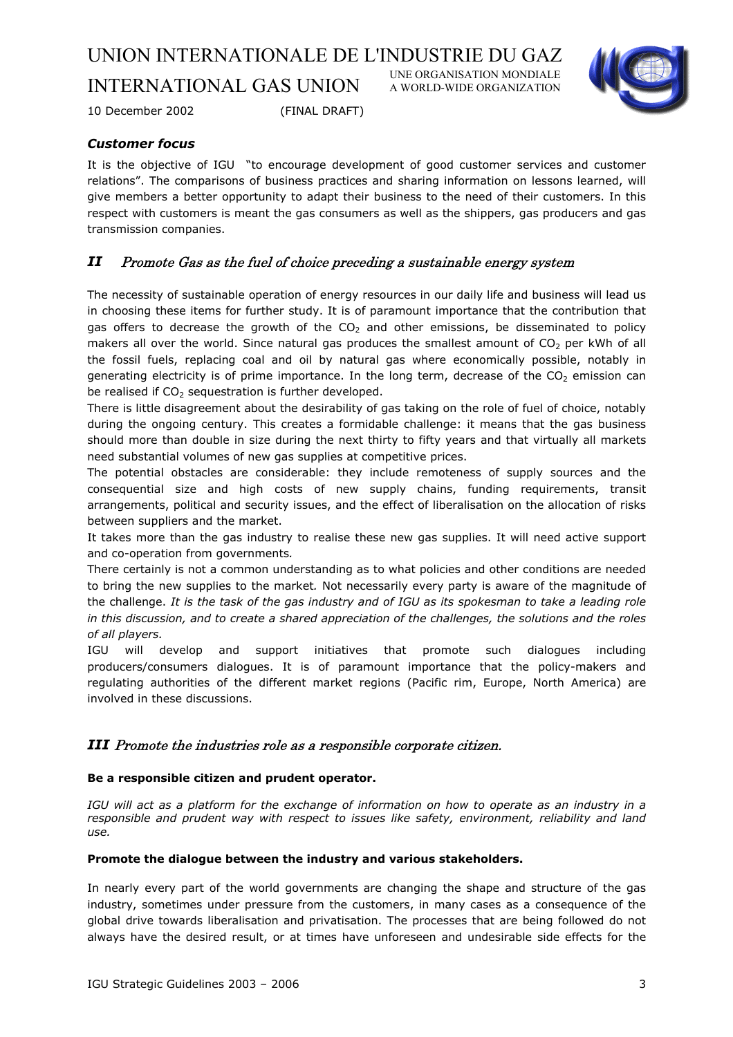### *Customer focus*

It is the objective of IGU "to encourage development of good customer services and customer relations". The comparisons of business practices and sharing information on lessons learned, will give members a better opportunity to adapt their business to the need of their customers. In this respect with customers is meant the gas consumers as well as the shippers, gas producers and gas transmission companies.

## *II Promote Gas as the fuel of choice preceding a sustainable energy system*

The necessity of sustainable operation of energy resources in our daily life and business will lead us in choosing these items for further study. It is of paramount importance that the contribution that gas offers to decrease the growth of the $CO_2$ and other emissions, be disseminated to policy makers all over the world. Since natural gas produces the smallest amount of $CO_2$ per kWh of all the fossil fuels, replacing coal and oil by natural gas where economically possible, notably in generating electricity is of prime importance. In the long term, decrease of the $CO_2$ emission can be realised if $CO_2$ sequestration is further developed.

There is little disagreement about the desirability of gas taking on the role of fuel of choice, notably during the ongoing century. This creates a formidable challenge: it means that the gas business should more than double in size during the next thirty to fifty years and that virtually all markets need substantial volumes of new gas supplies at competitive prices.

The potential obstacles are considerable: they include remoteness of supply sources and the consequential size and high costs of new supply chains, funding requirements, transit arrangements, political and security issues, and the effect of liberalisation on the allocation of risks between suppliers and the market.

It takes more than the gas industry to realise these new gas supplies. It will need active support and co-operation from governments.

There certainly is not a common understanding as to what policies and other conditions are needed to bring the new supplies to the market. Not necessarily every party is aware of the magnitude of the challenge. *It is the task of the gas industry and of IGU as its spokesman to take a leading role in this discussion, and to create a shared appreciation of the challenges, the solutions and the roles of all players.*

IGU will develop and support initiatives that promote such dialogues including producers/consumers dialogues. It is of paramount importance that the policy-makers and regulating authorities of the different market regions (Pacific rim, Europe, North America) are involved in these discussions.

## *III Promote the industries role as a responsible corporate citizen.*

**Be a responsible citizen and prudent operator.**

*IGU will act as a platform for the exchange of information on how to operate as an industry in a responsible and prudent way with respect to issues like safety, environment, reliability and land use.*

**Promote the dialogue between the industry and various stakeholders.**

In nearly every part of the world governments are changing the shape and structure of the gas industry, sometimes under pressure from the customers, in many cases as a consequence of the global drive towards liberalisation and privatisation. The processes that are being followed do not always have the desired result, or at times have unforeseen and undesirable side effects for the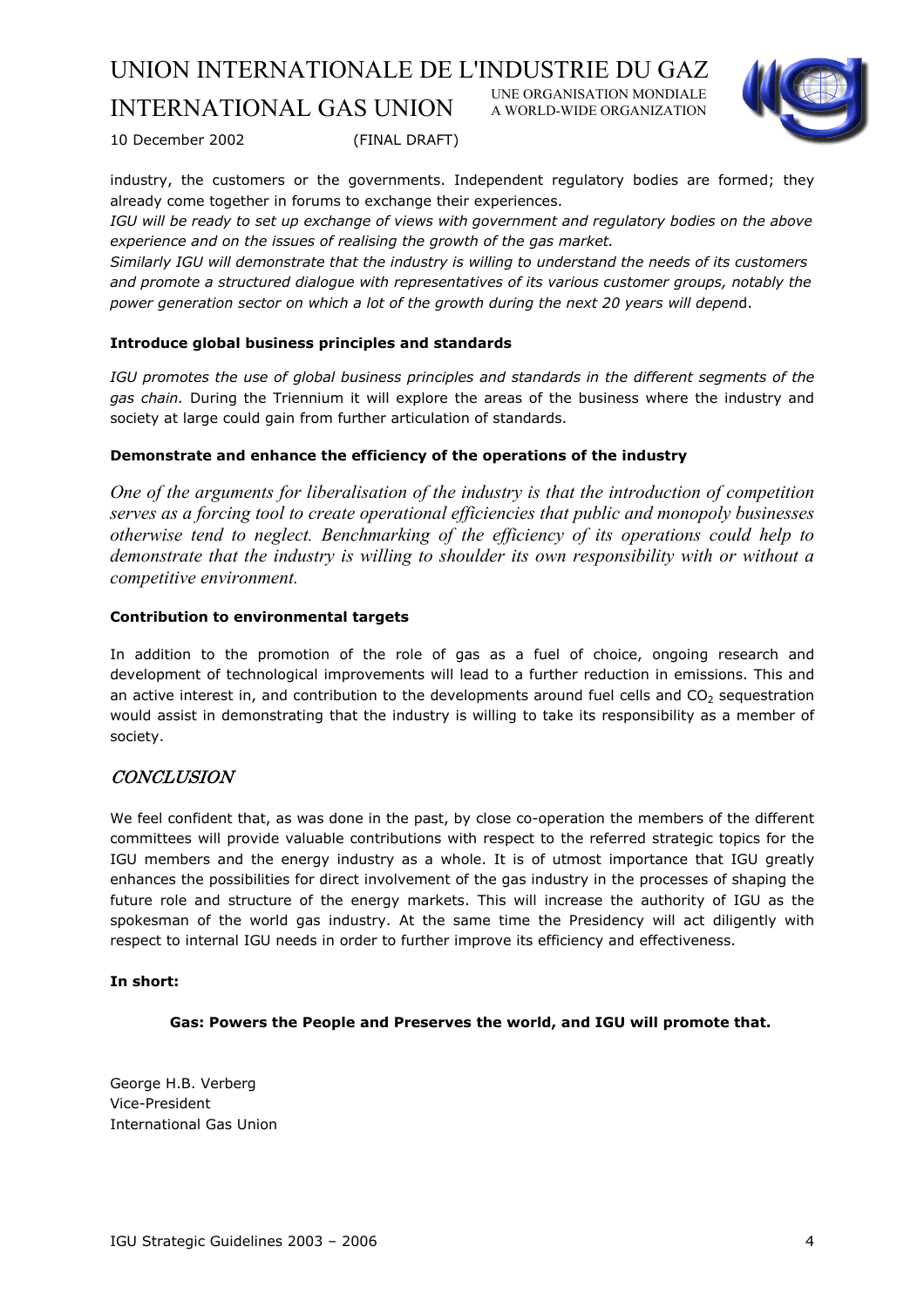industry, the customers or the governments. Independent regulatory bodies are formed; they already come together in forums to exchange their experiences.

*IGU will be ready to set up exchange of views with government and regulatory bodies on the above experience and on the issues of realising the growth of the gas market.*

*Similarly IGU will demonstrate that the industry is willing to understand the needs of its customers and promote a structured dialogue with representatives of its various customer groups, notably the power generation sector on which a lot of the growth during the next 20 years will depen*d.

**Introduce global business principles and standards**

*IGU promotes the use of global business principles and standards in the different segments of the gas chain.* During the Triennium it will explore the areas of the business where the industry and society at large could gain from further articulation of standards.

**Demonstrate and enhance the efficiency of the operations of the industry**

*One of the arguments for liberalisation of the industry is that the introduction of competition serves as a forcing tool to create operational efficiencies that public and monopoly businesses otherwise tend to neglect. Benchmarking of the efficiency of its operations could help to demonstrate that the industry is willing to shoulder its own responsibility with or without a competitive environment.*

**Contribution to environmental targets**

In addition to the promotion of the role of gas as a fuel of choice, ongoing research and development of technological improvements will lead to a further reduction in emissions. This and an active interest in, and contribution to the developments around fuel cells and $CO_2$ sequestration would assist in demonstrating that the industry is willing to take its responsibility as a member of society.

## *CONCLUSION*

We feel confident that, as was done in the past, by close co-operation the members of the different committees will provide valuable contributions with respect to the referred strategic topics for the IGU members and the energy industry as a whole. It is of utmost importance that IGU greatly enhances the possibilities for direct involvement of the gas industry in the processes of shaping the future role and structure of the energy markets. This will increase the authority of IGU as the spokesman of the world gas industry. At the same time the Presidency will act diligently with respect to internal IGU needs in order to further improve its efficiency and effectiveness.

**In short:**

**Gas: Powers the People and Preserves the world, and IGU will promote that.**

George H.B. Verberg
Vice-President
International Gas Union